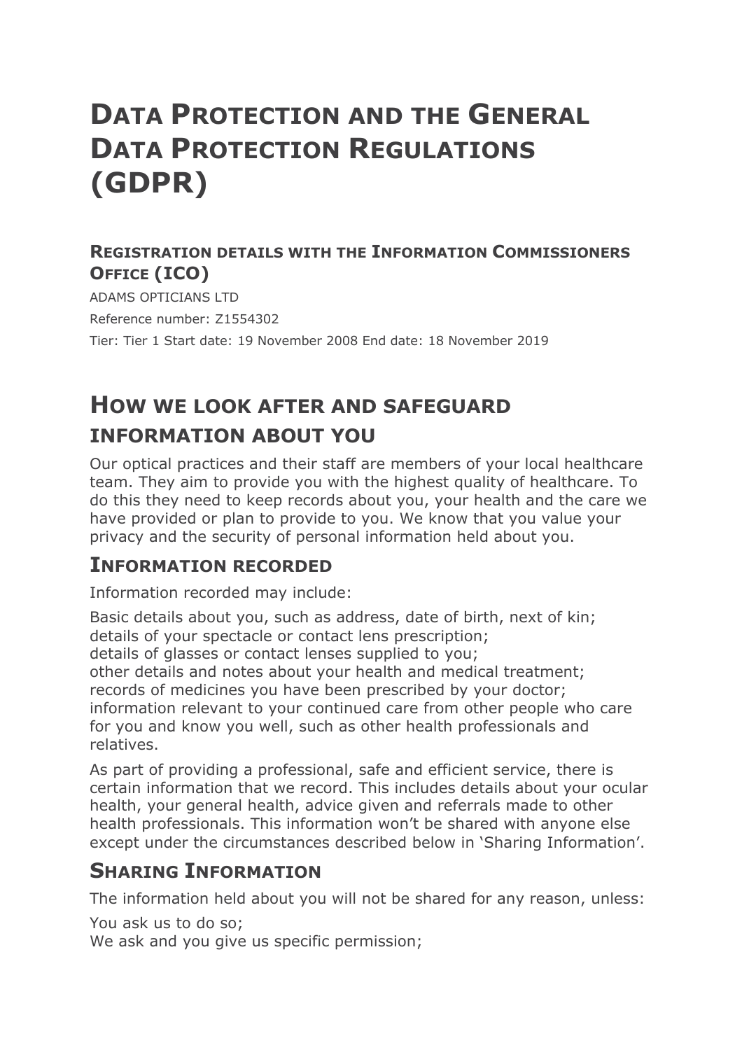# Data Protection and the General Data Protection Regulations (GDPR)

### Registration details with the Information Commissioners Office (ICO)

ADAMS OPTICIANS LTD

Reference number: Z1554302

Tier: Tier 1 Start date: 19 November 2008 End date: 18 November 2019

## How we look after and safeguard information about you

Our optical practices and their staff are members of your local healthcare team. They aim to provide you with the highest quality of healthcare. To do this they need to keep records about you, your health and the care we have provided or plan to provide to you. We know that you value your privacy and the security of personal information held about you.

### Information recorded

Information recorded may include:

Basic details about you, such as address, date of birth, next of kin;
details of your spectacle or contact lens prescription;
details of glasses or contact lenses supplied to you;
other details and notes about your health and medical treatment;
records of medicines you have been prescribed by your doctor;
information relevant to your continued care from other people who care for you and know you well, such as other health professionals and relatives.

As part of providing a professional, safe and efficient service, there is certain information that we record. This includes details about your ocular health, your general health, advice given and referrals made to other health professionals. This information won't be shared with anyone else except under the circumstances described below in 'Sharing Information'.

### Sharing Information

The information held about you will not be shared for any reason, unless:

You ask us to do so;
We ask and you give us specific permission;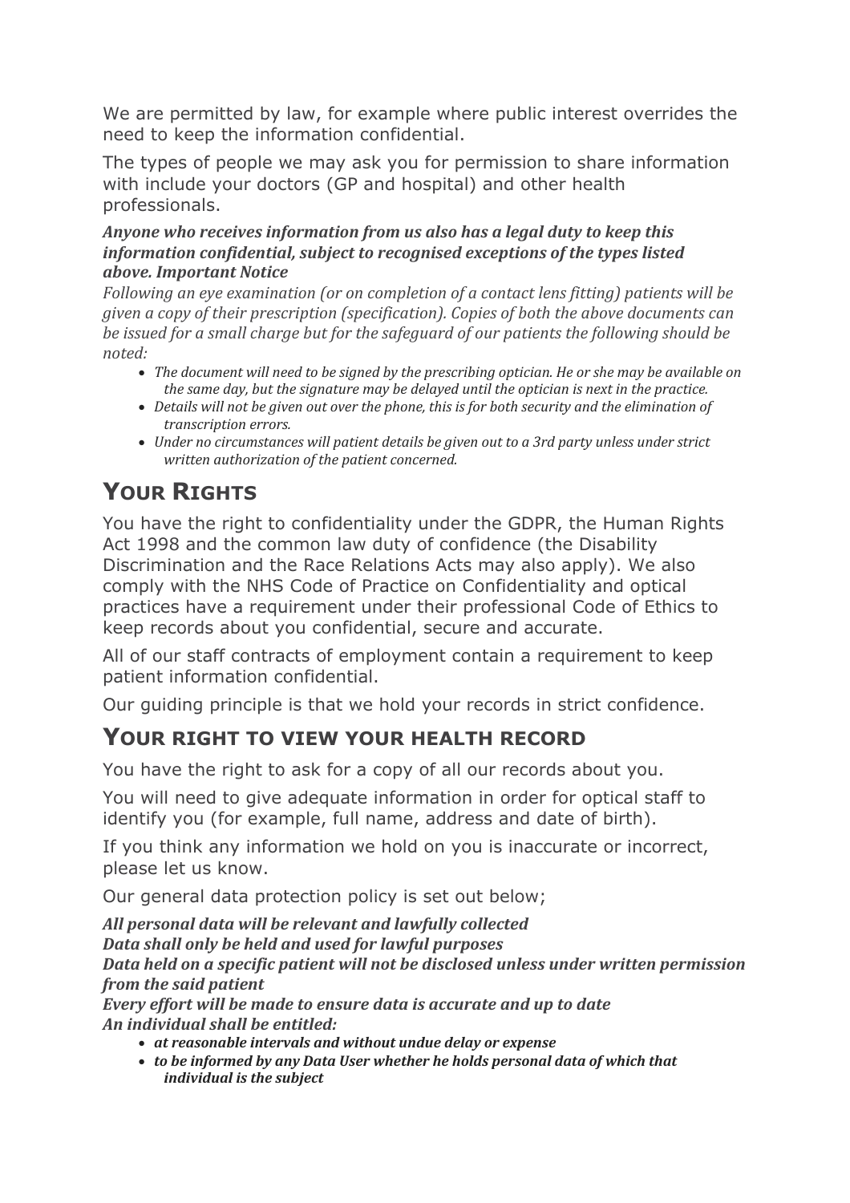We are permitted by law, for example where public interest overrides the need to keep the information confidential.

The types of people we may ask you for permission to share information with include your doctors (GP and hospital) and other health professionals.

***Anyone who receives information from us also has a legal duty to keep this information confidential, subject to recognised exceptions of the types listed above. Important Notice***

*Following an eye examination (or on completion of a contact lens fitting) patients will be given a copy of their prescription (specification). Copies of both the above documents can be issued for a small charge but for the safeguard of our patients the following should be noted:*

- *The document will need to be signed by the prescribing optician. He or she may be available on the same day, but the signature may be delayed until the optician is next in the practice.*
- *Details will not be given out over the phone, this is for both security and the elimination of transcription errors.*
- *Under no circumstances will patient details be given out to a 3rd party unless under strict written authorization of the patient concerned.*

## YOUR RIGHTS

You have the right to confidentiality under the GDPR, the Human Rights Act 1998 and the common law duty of confidence (the Disability Discrimination and the Race Relations Acts may also apply). We also comply with the NHS Code of Practice on Confidentiality and optical practices have a requirement under their professional Code of Ethics to keep records about you confidential, secure and accurate.

All of our staff contracts of employment contain a requirement to keep patient information confidential.

Our guiding principle is that we hold your records in strict confidence.

### YOUR RIGHT TO VIEW YOUR HEALTH RECORD

You have the right to ask for a copy of all our records about you.

You will need to give adequate information in order for optical staff to identify you (for example, full name, address and date of birth).

If you think any information we hold on you is inaccurate or incorrect, please let us know.

Our general data protection policy is set out below;

***All personal data will be relevant and lawfully collected***
***Data shall only be held and used for lawful purposes***
***Data held on a specific patient will not be disclosed unless under written permission from the said patient***
***Every effort will be made to ensure data is accurate and up to date***
***An individual shall be entitled:***

- ***at reasonable intervals and without undue delay or expense***
- ***to be informed by any Data User whether he holds personal data of which that individual is the subject***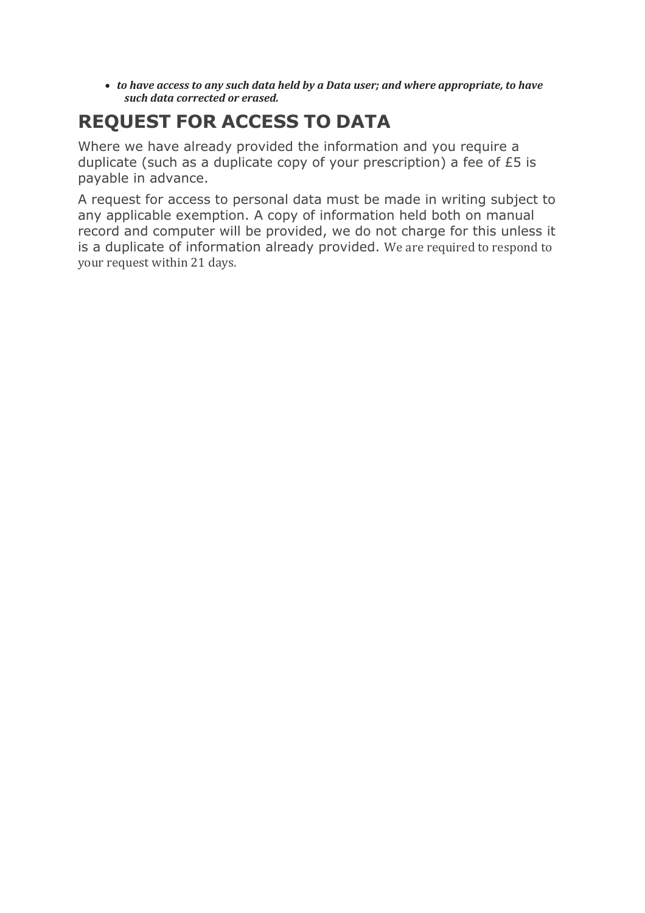- ***to have access to any such data held by a Data user; and where appropriate, to have such data corrected or erased.***

# REQUEST FOR ACCESS TO DATA

Where we have already provided the information and you require a duplicate (such as a duplicate copy of your prescription) a fee of £5 is payable in advance.

A request for access to personal data must be made in writing subject to any applicable exemption. A copy of information held both on manual record and computer will be provided, we do not charge for this unless it is a duplicate of information already provided. We are required to respond to your request within 21 days.